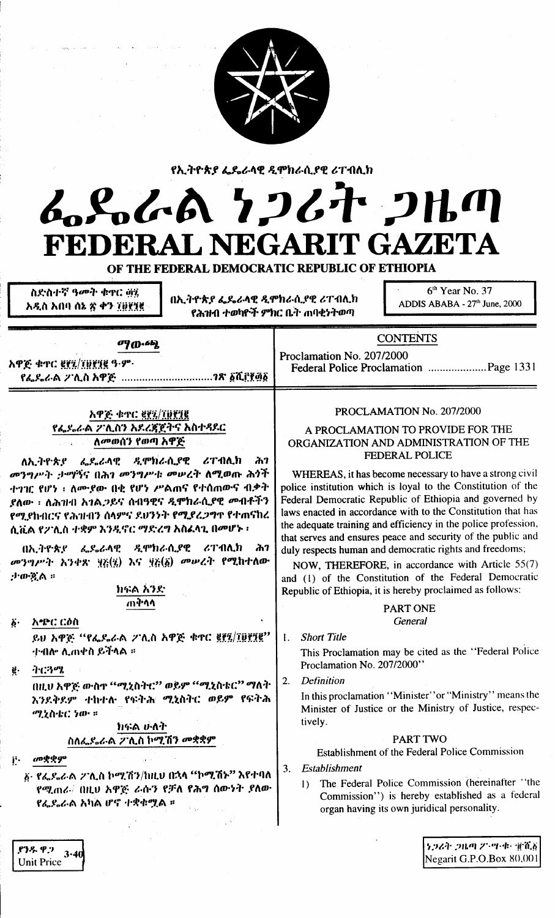የኢትዮጵያ ፌዴራላዊ ዲሞክራሲያዊ ሪፐብሊክ

# ፌዴራል ነጋሪት ጋዜጣ
# FEDERAL NEGARIT GAZETA
## OF THE FEDERAL DEMOCRATIC REPUBLIC OF ETHIOPIA

ስድስተኛ ዓመት ቁጥር ፴፯
አዲስ አበባ ሰኔ ፳ ቀን ፲፱፻፺፪

በኢትዮጵያ ፌዴራላዊ ዲሞክራሲያዊ ሪፐብሊክ
የሕዝብ ተወካዮች ምክር ቤት ጠባቂነት የወጣ

6th Year No. 37
ADDIS ABABA - 27th June, 2000

**ማውጫ**

አዋጅ ቁጥር ፪፻፯/፲፱፻፺፪ ዓ.ም.
የፌዴራል ፖሊስ አዋጅ ..............................ገጽ ፩ሺ፫፻፴፩

**CONTENTS**

Proclamation No. 207/2000
Federal Police Proclamation ....................Page 1331

## አዋጅ ቁጥር ፪፻፯/፲፱፻፺፪
## የፌዴራል ፖሊስን አደረጃጀትና አስተዳደር ለመወሰን የወጣ አዋጅ

ለኢትዮጵያ ፌዴራላዊ ዲሞክራሲያዊ ሪፐብሊክ ሕገ መንግሥት ታማኝና በሕገ መንግሥቱ መሠረት ለሚወጡ ሕጎች ተገዢ የሆነ ፤ ለሙያው ብቁ የሆነ ሥልጠና የተሰጠውና ብቃት ያለው ፤ ለሕዝብ አገልጋይና ሰብዓዊና ዲሞክራሲያዊ መብቶችን የሚያከብርና የሕዝብን ሰላምና ደህንነት የሚያረጋግጥ የተጠናከረ ሲቪል የፖሊስ ተቋም እንዲኖር ማድረግ አስፈላጊ በመሆኑ ፤

በኢትዮጵያ ፌዴራላዊ ዲሞክራሲያዊ ሪፐብሊክ ሕገ መንግሥት አንቀጽ ፶፭(፯) እና ፶፭(፩) መሠረት የሚከተለው ታውጇል ።

### ክፍል አንድ
### ጠቅላላ

፩· **አጭር ርዕስ**

ይህ አዋጅ "የፌዴራል ፖሊስ አዋጅ ቁጥር ፪፻፯/፲፱፻፺፪" ተብሎ ሊጠቀስ ይችላል ።

፪· **ትርጓሜ**

በዚህ አዋጅ ውስጥ "ሚኒስትር" ወይም "ሚኒስቴር" ማለት እንደቅደም ተከተሉ የፍትሕ ሚኒስትር ወይም የፍትሕ ሚኒስቴር ነው ።

### ክፍል ሁለት
### ስለፌዴራል ፖሊስ ኮሚሽን መቋቋም

፫· **መቋቋም**

፩· የፌዴራል ፖሊስ ኮሚሽን/ከዚህ በኋላ "ኮሚሽኑ" እየተባለ የሚጠራ/ በዚህ አዋጅ ራሱን የቻለ የሕግ ሰውነት ያለው የፌዴራል አካል ሆኖ ተቋቁሟል ።

## PROCLAMATION No. 207/2000
## A PROCLAMATION TO PROVIDE FOR THE ORGANIZATION AND ADMINISTRATION OF THE FEDERAL POLICE

WHEREAS, it has become necessary to have a strong civil police institution which is loyal to the Constitution of the Federal Democratic Republic of Ethiopia and governed by laws enacted in accordance with to the Constitution that has the adequate training and efficiency in the police profession, that serves and ensures peace and security of the public and duly respects human and democratic rights and freedoms;

NOW, THEREFORE, in accordance with Article 55(7) and (1) of the Constitution of the Federal Democratic Republic of Ethiopia, it is hereby proclaimed as follows:

### PART ONE
### *General*

1. *Short Title*

This Proclamation may be cited as the "Federal Police Proclamation No. 207/2000"

2. *Definition*

In this proclamation "Minister" or "Ministry" means the Minister of Justice or the Ministry of Justice, respectively.

### PART TWO
### Establishment of the Federal Police Commission

3. *Establishment*

1) The Federal Police Commission (hereinafter "the Commission") is hereby established as a federal organ having its own juridical personality.

ያንዱ ዋጋ 3·40
Unit Price

ነጋሪት ጋዜጣ ፖ·ሣ·ቁ· ፹ሺ፩
Negarit G.P.O.Box 80,001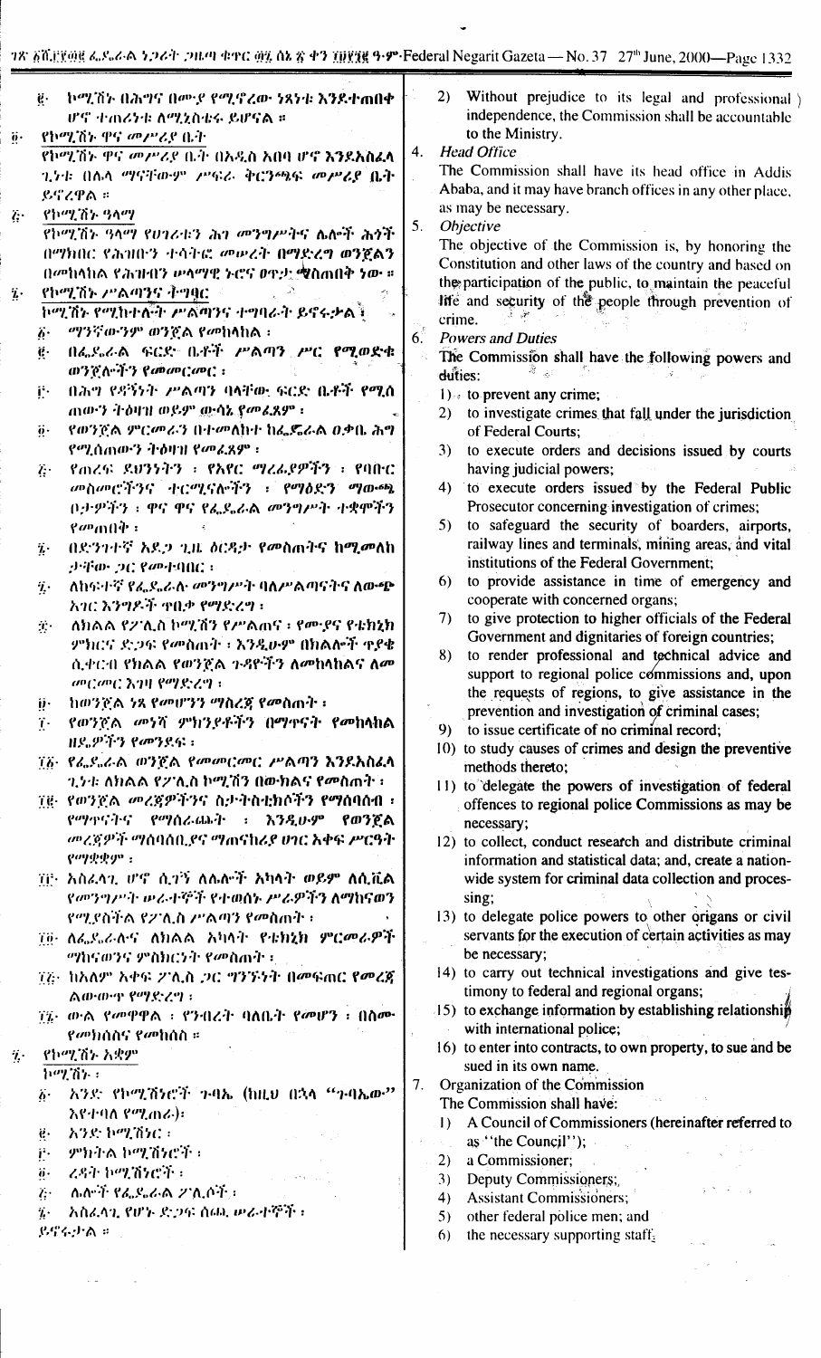፪· ኮሚሽኑ በሕግና በሙያ የሚኖረው ነጻነቱ እንደተጠበቀ ሆኖ ተጠሪነቱ ለሚኒስቴሩ ይሆናል ።

፬· የኮሚሽኑ ዋና መሥሪያ ቤት

የኮሚሽኑ ዋና መሥሪያ ቤት በአዲስ አበባ ሆኖ እንደአስፈላጊነቱ በሌላ ማናቸውም ሥፍራ ቅርንጫፍ መሥሪያ ቤት ይኖረዋል ።

፭· የኮሚሽኑ ዓላማ

የኮሚሽኑ ዓላማ የሀገሪቱን ሕገ መንግሥትና ሌሎች ሕጎች በማክበር የሕዝቡን ተሳትፎ መሠረት በማድረግ ወንጀልን በመከላከል የሕዝብን ሠላማዊ ኑሮና ፀጥታ ማስጠበቅ ነው ።

፮· የኮሚሽኑ ሥልጣንና ተግባር

ኮሚሽኑ የሚከተሉት ሥልጣንና ተግባራት ይኖሩታል ፤

፩· ማንኛውንም ወንጀል የመከላከል ፤

፪· በፌዴራል ፍርድ ቤቶች ሥልጣን ሥር የሚወድቁ ወንጀሎችን የመመርመር ፤

፫· በሕግ የዳኝነት ሥልጣን ባላቸው ፍርድ ቤቶች የሚሰጠውን ትዕዛዝ ወይም ውሳኔ የመፈጸም ፤

፬· የወንጀል ምርመራን በተመለከተ ከፌዴራል ዐቃቤ ሕግ የሚሰጠውን ትዕዛዝ የመፈጸም ፤

፭· የጠረፍ ይዞታዎችን ፣ የአየር ማረፊያዎችን ፣ የባቡር መስመሮችንና ተርሚናሎችን ፣ የማዕድን ማውጫ ቦታዎችን ፣ ዋና ዋና የፌዴራል መንግሥት ተቋሞችን የመጠበቅ ፤

፮· በድንገተኛ አደጋ ጊዜ ዕርዳታ የመስጠትና ከሚመለከታቸው ጋር የመተባበር ፤

፯· ለከፍተኛ የፌዴራል መንግሥት ባለሥልጣናትና ለውጭ አገር እንግዶች ጥበቃ የማድረግ ፤

፰· ለክልል የፖሊስ ኮሚሽን የሥልጠና ፣ የሙያና የቴክኒክ ምክርና ድጋፍ የመስጠት ፤ እንዲሁም በክልሎች ጥያቄ ሲቀርብ የክልል የወንጀል ጉዳዮችን ለመከላከልና ለመመርመር እገዛ የማድረግ ፤

፱· ከወንጀል ነጻ የመሆንን ማስረጃ የመስጠት ፤

፲· የወንጀል መንሥ ምክንያቶችን በማጥናት የመከላከል ዘዴዎችን የመንደፍ ፤

፲፩· የፌዴራል ወንጀል የመመርመር ሥልጣን እንደአስፈላጊነቱ ለክልል የፖሊስ ኮሚሽን በውክልና የመስጠት ፤

፲፪· የወንጀል መረጃዎችንና ስታትስቲክሶችን የማሰባሰብ ፣ የማጥናትና የማሰራጨት ፤ እንዲሁም የወንጀል መረጃዎች ማሰባሰቢያና ማጠናከሪያ ሀገር አቀፍ ሥርዓት የማቋቋም ፤

፲፫· አስፈላጊ ሆኖ ሲገኝ ለሌሎች አካላት ወይም ለሲቪል የመንግሥት ሠራተኞች የተወሰኑ ሥራዎችን ለማከናወን የሚያስችል የፖሊስ ሥልጣን የመስጠት ፤

፲፬· ለፌዴራልና ለክልል አካላት የቴክኒክ ምርመራዎች ማከናወንና ምስክርነት የመስጠት ፤

፲፭· ከአለም አቀፍ ፖሊስ ጋር ግንኙነት በመፍጠር የመረጃ ልውውጥ የማድረግ ፤

፲፮· ውል የመዋዋል ፣ የንብረት ባለቤት የመሆን ፣ በስሙ የመክሰስና የመከሰስ ።

፯· የኮሚሽኑ አቋም

ኮሚሽኑ ፡

፩· አንድ የኮሚሽነሮች ጉባኤ (ከዚህ በኋላ "ጉባኤው" እየተባለ የሚጠራ)፡

፪· አንድ ኮሚሽነር ፡

፫· ምክትል ኮሚሽነሮች ፡

፬· ረዳት ኮሚሽነሮች ፡

፭· ሌሎች የፌዴራል ፖሊሶች ፡

፮· አስፈላጊ የሆኑ ድጋፍ ሰጪ ሠራተኞች ፡

ይኖሩታል ።

2) Without prejudice to its legal and professional independence, the Commission shall be accountable to the Ministry.

4. *Head Office*

The Commission shall have its head office in Addis Ababa, and it may have branch offices in any other place, as may be necessary.

5. *Objective*

The objective of the Commission is, by honoring the Constitution and other laws of the country and based on the participation of the public, to maintain the peaceful life and security of the people through prevention of crime.

6. *Powers and Duties*

The Commission shall have the following powers and duties:

1) to prevent any crime;
2) to investigate crimes that fall under the jurisdiction of Federal Courts;
3) to execute orders and decisions issued by courts having judicial powers;
4) to execute orders issued by the Federal Public Prosecutor concerning investigation of crimes;
5) to safeguard the security of boarders, airports, railway lines and terminals, mining areas, and vital institutions of the Federal Government;
6) to provide assistance in time of emergency and cooperate with concerned organs;
7) to give protection to higher officials of the Federal Government and dignitaries of foreign countries;
8) to render professional and technical advice and support to regional police commissions and, upon the requests of regions, to give assistance in the prevention and investigation of criminal cases;
9) to issue certificate of no criminal record;
10) to study causes of crimes and design the preventive methods thereto;
11) to delegate the powers of investigation of federal offences to regional police Commissions as may be necessary;
12) to collect, conduct research and distribute criminal information and statistical data; and, create a nationwide system for criminal data collection and processing;
13) to delegate police powers to other organs or civil servants for the execution of certain activities as may be necessary;
14) to carry out technical investigations and give testimony to federal and regional organs;
15) to exchange information by establishing relationship with international police;
16) to enter into contracts, to own property, to sue and be sued in its own name.

7. Organization of the Commission

The Commission shall have:

1) A Council of Commissioners (hereinafter referred to as "the Council");
2) a Commissioner;
3) Deputy Commissioners;
4) Assistant Commissioners;
5) other federal police men; and
6) the necessary supporting staff.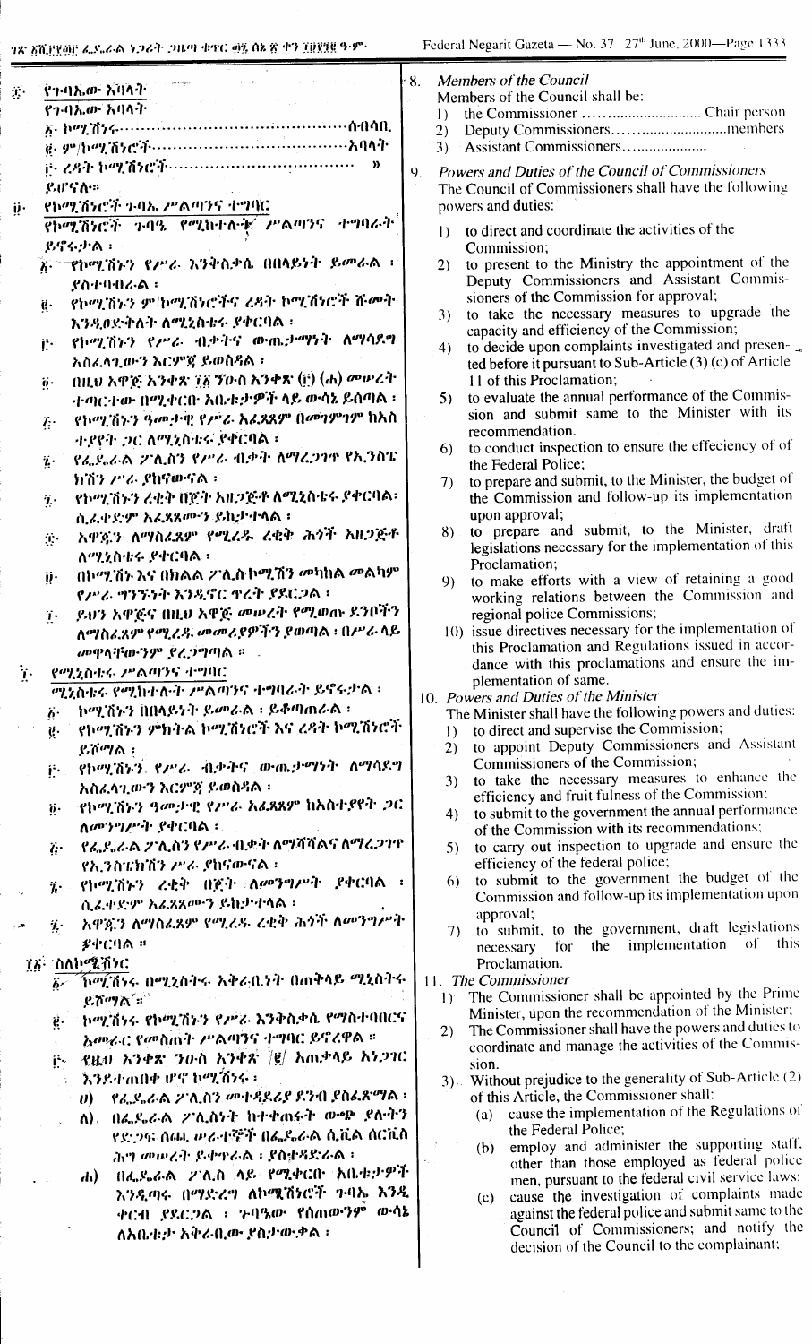፰· የጉባኤው አባላት

የጉባኤው አባላት

፩· ኮሚሽነሩ ....................................ሰብሳቢ

፪· ም/ኮሚሽነሮች .................................አባላት

፫· ረዳት ኮሚሽነሮች ............................ »

ይሆናሉ።

፱· የኮሚሽነሮች ጉባኤ ሥልጣንና ተግባር

የኮሚሽነሮች ጉባዔ የሚከተሉት ሥልጣንና ተግባራት ይኖሩታል፡

፩· የኮሚሽኑን የሥራ እንቅስቃሴ በበላይነት ይመራል ፣ ያስተባብራል ፣

፪· የኮሚሽኑን ም/ኮሚሽነሮችና ረዳት ኮሚሽነሮች ሹመት እንዲፀድቅለት ለሚኒስቴሩ ያቀርባል ፣

፫· የኮሚሽኑን የሥራ ብቃትና ውጤታማነት ለማሳደግ አስፈላጊውን እርምጃ ይወስዳል ፣

፬· በዚህ አዋጅ አንቀጽ ፲፩ ንዑስ አንቀጽ (፫) (ሐ) መሠረት ተጣርተው በሚቀርቡ አቤቱታዎች ላይ ውሳኔ ይሰጣል ፣

፭· የኮሚሽኑን ዓመታዊ የሥራ አፈጻጸም በመገምገም ከአስተያየት ጋር ለሚኒስቴሩ ያቀርባል ፣

፮· የፌዴራል ፖሊስን የሥራ ብቃት ለማረጋገጥ የኢንስፔክሽን ሥራ ያከናውናል ፣

፯· የኮሚሽኑን ረቂቅ በጀት አዘጋጅቶ ለሚኒስቴሩ ያቀርባል፣ ሲፈቀድም አፈጻጸሙን ይከታተላል ፣

፰· አዋጁን ለማስፈጸም የሚረዱ ረቂቅ ሕጎች አዘጋጅቶ ለሚኒስቴሩ ያቀርባል ፣

፱· በኮሚሽኑ እና በክልል ፖሊስ ኮሚሽን መካከል መልካም የሥራ ግንኙነት እንዲኖር ጥረት ያደርጋል ፣

፲· ይህን አዋጅና በዚህ አዋጅ መሠረት የሚወጡ ደንቦችን ለማስፈጸም የሚረዱ መመሪያዎችን ያወጣል ፣ በሥራ ላይ መዋላቸውንም ያረጋግጣል ።

፲· የሚኒስቴሩ ሥልጣንና ተግባር

ሚኒስቴሩ የሚከተሉት ሥልጣንና ተግባራት ይኖሩታል ፡

፩· ኮሚሽኑን በበላይነት ይመራል ፣ ይቆጣጠራል ፣

፪· የኮሚሽኑን ምክትል ኮሚሽነሮች እና ረዳት ኮሚሽነሮች ይሾማል ፣

፫· የኮሚሽኑን የሥራ ብቃትና ውጤታማነት ለማሳደግ አስፈላጊውን እርምጃ ይወስዳል ፣

፬· የኮሚሽኑን ዓመታዊ የሥራ አፈጻጸም ከአስተያየት ጋር ለመንግሥት ያቀርባል ፣

፭· የፌዴራል ፖሊስን የሥራ ብቃት ለማሻሻልና ለማረጋገጥ የኢንስፔክሽን ሥራ ያከናውናል ፣

፮· የኮሚሽኑን ረቂቅ በጀት ለመንግሥት ያቀርባል ፣ ሲፈቀድም አፈጻጸሙን ይከታተላል ፣

፯· አዋጁን ለማስፈጸም የሚረዱ ረቂቅ ሕጎች ለመንግሥት ያቀርባል ።

፲፩· ስለኮሚሽነር

፩· ኮሚሽነሩ በሚኒስቴሩ አቅራቢነት በጠቅላይ ሚኒስትሩ ይሾማል ።

፪· ኮሚሽነሩ የኮሚሽኑን የሥራ እንቅስቃሴ የማስተባበርና አመራር የመስጠት ሥልጣንና ተግባር ይኖረዋል ።

፫· የዚህ አንቀጽ ንዑስ አንቀጽ (፪) አጠቃላይ አነጋገር እንደተጠበቀ ሆኖ ኮሚሽነሩ ፡

ሀ) የፌዴራል ፖሊስን መተዳደሪያ ደንብ ያስፈጽማል ፣

ለ) በፌዴራል ፖሊስነት ከተቀጠሩት ውጭ ያሉትን የድጋፍ ሰጪ ሠራተኞች በፌዴራል ሲቪል ሰርቪስ ሕግ መሠረት ይቀጥራል ፣ ያስተዳድራል ፣

ሐ) በፌዴራል ፖሊስ ላይ የሚቀርቡ አቤቱታዎች እንዲጣሩ በማድረግ ለኮሚሽነሮች ጉባኤ እንዲቀርብ ያደርጋል ፣ ጉባዔው የሰጠውንም ውሳኔ ለአቤቱታ አቅራቢው ያስታውቃል ፣

8. Members of the Council

Members of the Council shall be:

1) the Commissioner .......................... Chair person
2) Deputy Commissioners.......................... members
3) Assistant Commissioners....................

9. Powers and Duties of the Council of Commissioners

The Council of Commissioners shall have the following powers and duties:

1) to direct and coordinate the activities of the Commission;
2) to present to the Ministry the appointment of the Deputy Commissioners and Assistant Commissioners of the Commission for approval;
3) to take the necessary measures to upgrade the capacity and efficiency of the Commission;
4) to decide upon complaints investigated and presented before it pursuant to Sub-Article (3) (c) of Article 11 of this Proclamation;
5) to evaluate the annual performance of the Commission and submit same to the Minister with its recommendation.
6) to conduct inspection to ensure the effeciency of of the Federal Police;
7) to prepare and submit, to the Minister, the budget of the Commission and follow-up its implementation upon approval;
8) to prepare and submit, to the Minister, draft legislations necessary for the implementation of this Proclamation;
9) to make efforts with a view of retaining a good working relations between the Commission and regional police Commissions;
10) issue directives necessary for the implementation of this Proclamation and Regulations issued in accordance with this proclamations and ensure the implementation of same.

10. Powers and Duties of the Minister

The Minister shall have the following powers and duties:

1) to direct and supervise the Commission;
2) to appoint Deputy Commissioners and Assistant Commissioners of the Commission;
3) to take the necessary measures to enhance the efficiency and fruit fulness of the Commission;
4) to submit to the government the annual performance of the Commission with its recommendations;
5) to carry out inspection to upgrade and ensure the efficiency of the federal police;
6) to submit to the government the budget of the Commission and follow-up its implementation upon approval;
7) to submit, to the government, draft legislations necessary for the implementation of this Proclamation.

11. The Commissioner

1) The Commissioner shall be appointed by the Prime Minister, upon the recommendation of the Minister;
2) The Commissioner shall have the powers and duties to coordinate and manage the activities of the Commission.
3) Without prejudice to the generality of Sub-Article (2) of this Article, the Commissioner shall:
   (a) cause the implementation of the Regulations of the Federal Police;
   (b) employ and administer the supporting staff, other than those employed as federal police men, pursuant to the federal civil service laws;
   (c) cause the investigation of complaints made against the federal police and submit same to the Council of Commissioners; and notify the decision of the Council to the complainant;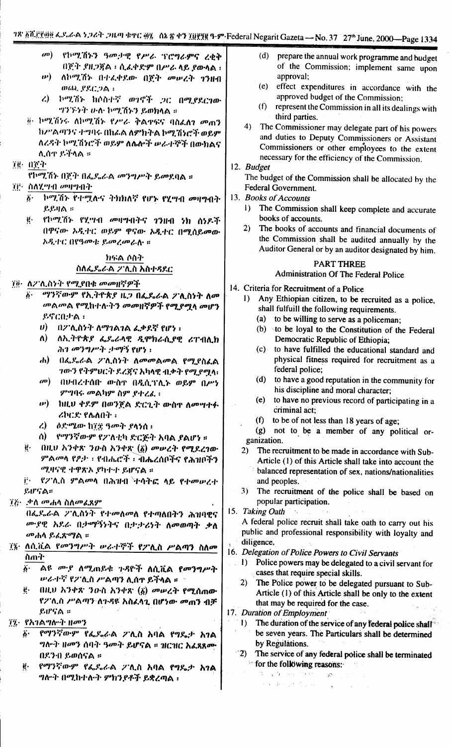መ) የኮሚሽኑን ዓመታዊ የሥራ ፕሮግራምና ረቂቅ በጀት ያዘጋጃል ፤ ሲፈቀድም በሥራ ላይ ያውላል ፤

ሠ) ለኮሚሽኑ በተፈቀደው በጀት መሠረት ገንዘብ ወጪ ያደርጋል ፤

ረ) ኮሚሽኑ ከሶስተኛ ወገኖች ጋር በሚያደርገው ግንኙነት ሁሉ ኮሚሽኑን ይወክላል ።

፬· ኮሚሽነሩ ለኮሚሽኑ የሥራ ቅልጥፍና ባስፈለገ መጠን ከሥልጣንና ተግባሩ በከፊል ለምክትል ኮሚሽነሮች ወይም ለረዳት ኮሚሽነሮች ወይም ለሌሎች ሠራተኞች በውክልና ሊሰጥ ይችላል ።

፲፪· በጀት

የኮሚሽኑ በጀት በፌዴራል መንግሥት ይመደባል ።

፲፫· ስለሂሣብ መዛግብት

፩· ኮሚሽኑ የተሟሉና ትክክለኛ የሆኑ የሂሣብ መዛግብት ይይዛል ።

፪· የኮሚሽኑ የሂሣብ መዛግብትና ገንዘብ ነክ ሰነዶች በዋናው ኦዲተር ወይም ዋናው ኦዲተር በሚሰይመው ኦዲተር በየዓመቱ ይመረመራሉ ።

## ክፍል ሶስት

## ስለፌዴራል ፖሊስ አስተዳደር

፲፬· ለፖሊስነት የሚያበቁ መመዘኛዎች

፩· ማንኛውም የኢትዮጵያ ዜጋ በፌዴራል ፖሊስነት ለመመልመል የሚከተሉትን መመዘኛዎች የሚያሟላ መሆን ይኖርበታል ፤

ሀ) በፖሊስነት ለማገልገል ፈቃደኛ የሆነ ፤

ለ) ለኢትዮጵያ ፌዴራላዊ ዲሞክራሲያዊ ሪፐብሊክ ሕገ መንግሥት ታማኝ የሆነ ፤

ሐ) በፌዴራል ፖሊስነት ለመመልመል የሚያስፈልገውን የትምህርት ደረጃና አካላዊ ብቃት የሚያሟላ፡

መ) በህብረተሰቡ ውስጥ በዲሲፕሊኑ ወይም በሥነ ምግባሩ መልካም ስም ያተረፈ ፤

ሠ) ከዚህ ቀደም በወንጀል ድርጊት ውስጥ ለመሣተፉ ሪከርድ የሌለበት ፤

ረ) ዕድሜው ከ፲፰ ዓመት ያላነሰ ፤

ሰ) የማንኛውም የፖለቲካ ድርጅት አባል ያልሆነ ።

፪· በዚህ አንቀጽ ንዑስ አንቀጽ (፩) መሠረት የሚደረገው ምልመላ የፆታ ፣ የብሔሮች ፣ ብሔረሰቦችና የሕዝቦችን ሚዛናዊ ተዋጽኦ ያካተተ ይሆናል ።

፫· የፖሊስ ምልመላ በሕዝብ ተሳትፎ ላይ የተመሠረተ ይሆናል።

፲፭· ቃለ መሐላ ስለመፈጸም

በፌዴራል ፖሊስነት የተመለመለ የተጣለበትን ሕዝባዊና ሙያዊ አደራ በታማኝነትና በትጋት ለመወጣት ቃለ መሐላ ይፈጽማል ።

፲፮· ለሲቪል የመንግሥት ሠራተኞች የፖሊስ ሥልጣን ስለመስጠት

፩· ልዩ ሙያ ለሚጠይቁ ጉዳዮች ለሲቪል የመንግሥት ሠራተኛ የፖሊስ ሥልጣን ሊሰጥ ይችላል ።

፪· በዚህ አንቀጽ ንዑስ አንቀጽ (፩) መሠረት የሚሰጠው የፖሊስ ሥልጣን ለጉዳዩ አስፈላጊ በሆነው መጠን ብቻ ይሆናል ።

፲፯· የአገልግሎት ዘመን

፩· የማንኛውም የፌዴራል ፖሊስ አባል የግዴታ አገልግሎት ዘመን ሰባት ዓመት ይሆናል ። ዝርዝር አፈጻጸሙ በደንብ ይወሰናል ።

፪· የማንኛውም የፌዴራል ፖሊስ አባል የግዴታ አገልግሎት በሚከተሉት ምክንያቶች ይቋረጣል ፤

(d) prepare the annual work programme and budget of the Commission; implement same upon approval;

(e) effect expenditures in accordance with the approved budget of the Commission;

(f) represent the Commission in all its dealings with third parties.

4) The Commissioner may delegate part of his powers and duties to Deputy Commissioners or Assistant Commissioners or other employees to the extent necessary for the efficiency of the Commission.

12. *Budget*

The budget of the Commission shall be allocated by the Federal Government.

13. *Books of Accounts*

1) The Commission shall keep complete and accurate books of accounts.

2) The books of accounts and financial documents of the Commission shall be audited annually by the Auditor General or by an auditor designated by him.

## PART THREE

## Administration Of The Federal Police

14. Criteria for Recruitment of a Police

1) Any Ethiopian citizen, to be recruited as a police, shall fulfuill the following requirements.

(a) to be willing to serve as a policeman;

(b) to be loyal to the Constitution of the Federal Democratic Republic of Ethiopia;

(c) to have fulfilled the educational standard and physical fitness required for recruitment as a federal police;

(d) to have a good reputation in the community for his discipline and moral character;

(e) to have no previous record of participating in a criminal act;

(f) to be of not less than 18 years of age;

(g) not to be a member of any political organization.

2) The recruitment to be made in accordance with Sub-Article (1) of this Article shall take into account the balanced representation of sex, nations/nationalities and peoples.

3) The recruitment of the police shall be based on popular participation.

15. *Taking Oath*

A federal police recruit shall take oath to carry out his public and professional responsibility with loyalty and diligence.

16. *Delegation of Police Powers to Civil Servants*

1) Police powers may be delegated to a civil servant for cases that require special skills.

2) The Police power to be delegated pursuant to Sub-Article (1) of this Article shall be only to the extent that may be required for the case.

17. *Duration of Employment*

1) The duration of the service of any federal police shall be seven years. The Particulars shall be determined by Regulations.

2) The service of any federal police shall be terminated for the following reasons: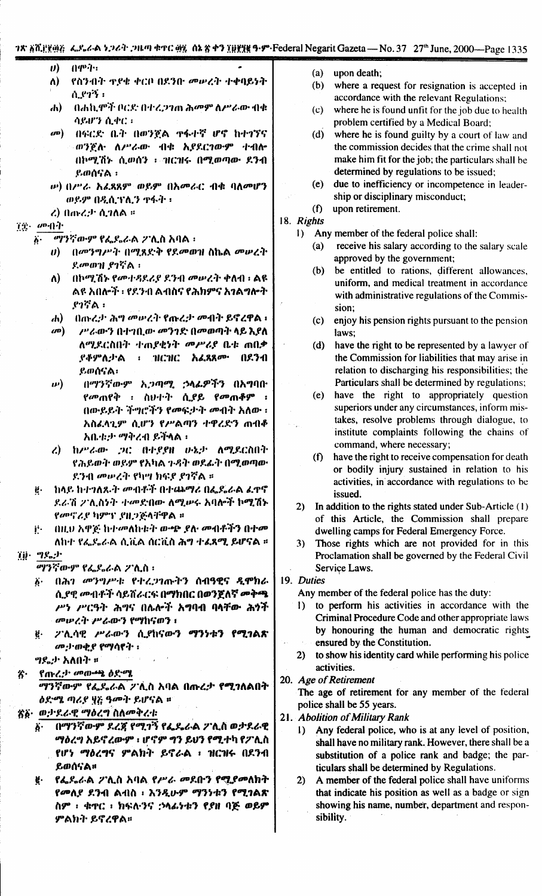ሀ) በሞት፣

ለ) የስንብት ጥያቄ ቀርቦ በደንቡ መሠረት ተቀባይነት ሲያገኝ ፣

ሐ) በሐኪሞች ቦርድ በተረጋገጠ ሕመም ለሥራው ብቁ ሳይሆን ሲቀር ፤

መ) በፍርድ ቤት በወንጀል ጥፋተኛ ሆኖ ከተገኘና ወንጀሉ ለሥራው ብቁ አያደርገውም ተብሎ በኮሚሽኑ ሲወሰን ፤ ዝርዝሩ በሚወጣው ደንብ ይወሰናል ፤

ሠ) በሥራ አፈጻጸም ወይም በአመራር ብቁ ባለመሆን ወይም በዲሲፕሊን ጥፋት ፤

ረ) በጡረታ ሲገለል ።

፲፰· መብት

፩· ማንኛውም የፌዴራል ፖሊስ አባል ፣

ሀ) በመንግሥት በሚጸድቅ የደመወዝ ስኬል መሠረት ደመወዝ ያገኛል ፤

ለ) በኮሚሽኑ የመተዳደሪያ ደንብ መሠረት ቀለብ ፣ ልዩ ልዩ አበሎች ፣ የደንብ ልብስና የሕክምና አገልግሎት ያገኛል ፤

ሐ) በጡረታ ሕግ መሠረት የጡረታ መብት ይኖረዋል ፤

መ) ሥራውን በተገቢው መንገድ በመወጣት ላይ እያለ ለሚደርስበት ተጠያቂነት መሥሪያ ቤቱ ጠበቃ ያቆምለታል ፤ ዝርዝር አፈጻጸሙ በደንብ ይወሰናል፤

ሠ) በማንኛውም አጋጣሚ ኃላፊዎችን በአግባቡ የመጠየቅ ፣ ስህተት ሲያይ የመጠቆም ፣ በውይይት ችግሮችን የመፍታት መብት አለው ፤ አስፈላጊም ሲሆን የሥልጣን ተዋረዱን ጠብቆ አቤቱታ ማቅረብ ይችላል ፤

ረ) ከሥራው ጋር በተያያዘ ሁኔታ ለሚደርስበት የሕይወት ወይም የአካል ጉዳት ወደፊት በሚወጣው ደንብ መሠረት የካሣ ክፍያ ያገኛል ።

፪· ከላይ ከተገለጹት መብቶች በተጨማሪ በፌዴራል ፈጥኖ ደራሽ ፖሊስነት ተመድበው ለሚሠሩ አባሎች ኮሚሽኑ የመኖሪያ ካምፕ ያዘጋጅላቸዋል ።

፫· በዚህ አዋጅ ከተመለከቱት ውጭ ያሉ መብቶችን በተመለከተ የፌዴራል ሲቪል ሰርቪስ ሕግ ተፈጻሚ ይሆናል ።

፲፱· ግዴታ

ማንኛውም የፌዴራል ፖሊስ ፣

፩· በሕገ መንግሥቱ የተረጋገጡትን ሰብዓዊና ዲሞክራሲያዊ መብቶች ሳይሸራርፍ በማክበር በወንጀለኛ መቅጫ ሥነ ሥርዓት ሕግና በሌሎች አግባብ ባላቸው ሕጎች መሠረት ሥራውን የማከናወን ፤

፪· ፖሊሳዊ ሥራውን ሲያከናውን ማንነቱን የሚገልጽ መታወቂያ የማሳየት ፤

ግዴታ አለበት ።

፳· የጡረታ መውጫ ዕድሜ

ማንኛውም የፌዴራል ፖሊስ አባል በጡረታ የሚገለልበት ዕድሜ ጣሪያ ፶፭ ዓመት ይሆናል ።

፳፩· ወታደራዊ ማዕረግ ስለመቅረቱ

፩· በማንኛውም ደረጃ የሚገኝ የፌዴራል ፖሊስ ወታደራዊ ማዕረግ አይኖረውም ፤ ሆኖም ግን ይህን የሚተካ የፖሊስ የሆነ ማዕረግና ምልክት ይኖራል ፤ ዝርዝሩ በደንብ ይወሰናል።

፪· የፌዴራል ፖሊስ አባል የሥራ መደቡን የሚያመለክት የመለዮ ደንብ ልብስ ፣ እንዲሁም ማንነቱን የሚገልጽ ስም ፣ ቁጥር ፣ ክፍሉንና ኃላፊነቱን የያዘ ባጅ ወይም ምልክት ይኖረዋል።

(a) upon death;

(b) where a request for resignation is accepted in accordance with the relevant Regulations;

(c) where he is found unfit for the job due to health problem certified by a Medical Board;

(d) where he is found guilty by a court of law and the commission decides that the crime shall not make him fit for the job; the particulars shall be determined by regulations to be issued;

(e) due to inefficiency or incompetence in leadership or disciplinary misconduct;

(f) upon retirement.

18. *Rights*

1) Any member of the federal police shall:

(a) receive his salary according to the salary scale approved by the government;

(b) be entitled to rations, different allowances, uniform, and medical treatment in accordance with administrative regulations of the Commission;

(c) enjoy his pension rights pursuant to the pension laws;

(d) have the right to be represented by a lawyer of the Commission for liabilities that may arise in relation to discharging his responsibilities; the Particulars shall be determined by regulations;

(e) have the right to appropriately question superiors under any circumstances, inform mistakes, resolve problems through dialogue, to institute complaints following the chains of command, where necessary;

(f) have the right to receive compensation for death or bodily injury sustained in relation to his activities, in accordance with regulations to be issued.

2) In addition to the rights stated under Sub-Article (1) of this Article, the Commission shall prepare dwelling camps for Federal Emergency Force.

3) Those rights which are not provided for in this Proclamation shall be governed by the Federal Civil Service Laws.

19. *Duties*

Any member of the federal police has the duty:

1) to perform his activities in accordance with the Criminal Procedure Code and other appropriate laws by honouring the human and democratic rights ensured by the Constitution.

2) to show his identity card while performing his police activities.

20. *Age of Retirement*

The age of retirement for any member of the federal police shall be 55 years.

21. *Abolition of Military Rank*

1) Any federal police, who is at any level of position, shall have no military rank. However, there shall be a substitution of a police rank and badge; the particulars shall be determined by Regulations.

2) A member of the federal police shall have uniforms that indicate his position as well as a badge or sign showing his name, number, department and responsibility.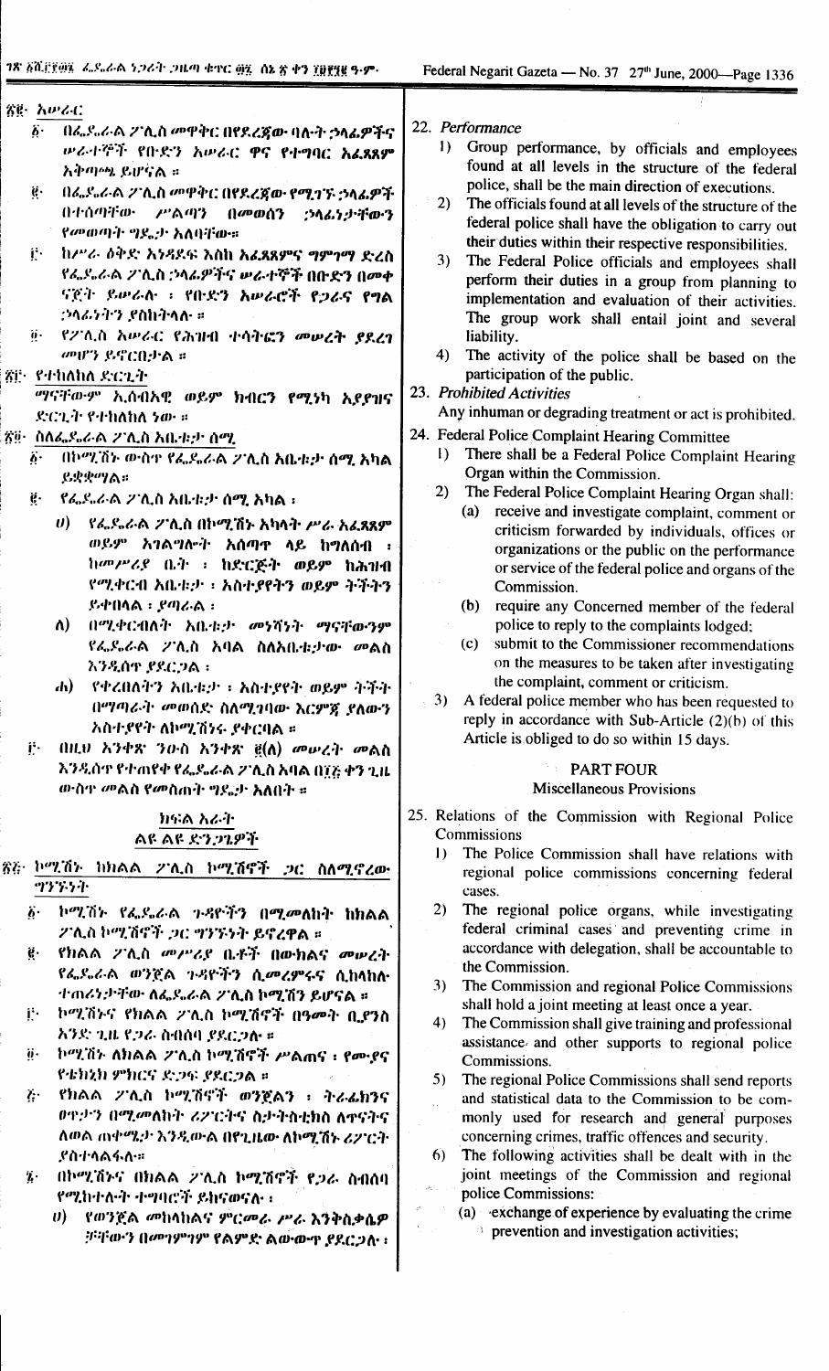## ፳፪· አሠራር

፩· በፌዴራል ፖሊስ መዋቅር በየደረጃው ባሉት ኃላፊዎችና ሠራተኞች የቡድን አሠራር ዋና የተግባር አፈጻጸም አቅጣጫ ይሆናል ።

፪· በፌዴራል ፖሊስ መዋቅር በየደረጃው የሚገኙ ኃላፊዎች በተሰጣቸው ሥልጣን በመወሰን ኃላፊነታቸውን የመወጣት ግዴታ አለባቸው።

፫· ከሥራ ዕቅድ አንዳደፍ እስከ አፈጻጸምና ግምገማ ድረስ የፌዴራል ፖሊስ ኃላፊዎችና ሠራተኞች በቡድን በመቀናጀት ይሠራሉ ፡ የቡድን አሠራሮች የጋራና የግል ኃላፊነትን ያስከትላሉ ።

፬· የፖሊስ አሠራር የሕዝብ ተሳትፎን መሠረት ያደረገ መሆን ይኖርበታል ።

## ፳፫· የተከለከለ ድርጊት

ማናቸውም ኢሰብአዊ ወይም ክብርን የሚነካ አያያዝና ድርጊት የተከለከለ ነው ።

## ፳፬· ስለፌዴራል ፖሊስ አቤቱታ ሰሚ

፩· በኮሚሽኑ ውስጥ የፌዴራል ፖሊስ አቤቱታ ሰሚ አካል ይቋቋማል።

፪· የፌዴራል ፖሊስ አቤቱታ ሰሚ አካል ፡

ሀ) የፌዴራል ፖሊስ በኮሚሽኑ አካላት ሥራ አፈጻጸም ወይም አገልግሎት አሰጣጥ ላይ ከግለሰብ ፡ ከመሥሪያ ቤት ፡ ከድርጅት ወይም ከሕዝብ የሚቀርብ አቤቱታ ፡ አስተያየትን ወይም ትችትን ይቀበላል ፡ ያጣራል ፡

ለ) በሚቀርብለት አቤቱታ መነሻነት ማናቸውንም የፌዴራል ፖሊስ አባል ስለአቤቱታው መልስ እንዲሰጥ ያደርጋል ፡

ሐ) የቀረበለትን አቤቱታ ፡ አስተያየት ወይም ትችት በማጣራት መወሰድ ስለሚገባው እርምጃ ያለውን አስተያየት ለኮሚሽነሩ ያቀርባል ።

፫· በዚህ አንቀጽ ንዑስ አንቀጽ ፪(ለ) መሠረት መልስ እንዲሰጥ የተጠየቀ የፌዴራል ፖሊስ አባል በ፲፭ ቀን ጊዜ ውስጥ መልስ የመስጠት ግዴታ አለበት ።

## ክፍል አራት
## ልዩ ልዩ ድንጋጌዎች

## ፳፭· ኮሚሽኑ ከክልል ፖሊስ ኮሚሽኖች ጋር ስለሚኖረው ግንኙነት

፩· ኮሚሽኑ የፌዴራል ጉዳዮችን በሚመለከት ከክልል ፖሊስ ኮሚሽኖች ጋር ግንኙነት ይኖረዋል ።

፪· የክልል ፖሊስ መሥሪያ ቤቶች በውክልና መሠረት የፌዴራል ወንጀል ጉዳዮችን ሲመረምሩና ሲከላከሉ ተጠሪነታቸው ለፌዴራል ፖሊስ ኮሚሽን ይሆናል ።

፫· ኮሚሽኑና የክልል ፖሊስ ኮሚሽኖች በዓመት ቢያንስ አንድ ጊዜ የጋራ ስብሰባ ያደርጋሉ ።

፬· ኮሚሽኑ ለክልል ፖሊስ ኮሚሽኖች ሥልጠና ፡ የሙያና የቴክኒክ ምክርና ድጋፍ ያደርጋል ።

፭· የክልል ፖሊስ ኮሚሽኖች ወንጀልን ፡ ትራፊክንና ፀጥታን በሚመለከት ሪፖርትና ስታትስቲክስ ለጥናትና ለወል ጠቀሜታ እንዲውል በየጊዜው ለኮሚሽኑ ሪፖርት ያስተላልፋሉ።

፮· በኮሚሽኑና በክልል ፖሊስ ኮሚሽኖች የጋራ ስብሰባ የሚከተሉት ተግባሮች ይከናወናሉ ፡

ሀ) የወንጀል መከላከልና ምርመራ ሥራ እንቅስቃሴዎችን በመገምገም የልምድ ልውውጥ ያደርጋሉ ፡

## 22. Performance

1) Group performance, by officials and employees found at all levels in the structure of the federal police, shall be the main direction of executions.

2) The officials found at all levels of the structure of the federal police shall have the obligation to carry out their duties within their respective responsibilities.

3) The Federal Police officials and employees shall perform their duties in a group from planning to implementation and evaluation of their activities. The group work shall entail joint and several liability.

4) The activity of the police shall be based on the participation of the public.

## 23. *Prohibited Activities*

Any inhuman or degrading treatment or act is prohibited.

## 24. Federal Police Complaint Hearing Committee

1) There shall be a Federal Police Complaint Hearing Organ within the Commission.

2) The Federal Police Complaint Hearing Organ shall:

(a) receive and investigate complaint, comment or criticism forwarded by individuals, offices or organizations or the public on the performance or service of the federal police and organs of the Commission.

(b) require any Concerned member of the federal police to reply to the complaints lodged;

(c) submit to the Commissioner recommendations on the measures to be taken after investigating the complaint, comment or criticism.

3) A federal police member who has been requested to reply in accordance with Sub-Article (2)(b) of this Article is obliged to do so within 15 days.

## PART FOUR
## Miscellaneous Provisions

## 25. Relations of the Commission with Regional Police Commissions

1) The Police Commission shall have relations with regional police commissions concerning federal cases.

2) The regional police organs, while investigating federal criminal cases and preventing crime in accordance with delegation, shall be accountable to the Commission.

3) The Commission and regional Police Commissions shall hold a joint meeting at least once a year.

4) The Commission shall give training and professional assistance and other supports to regional police Commissions.

5) The regional Police Commissions shall send reports and statistical data to the Commission to be commonly used for research and general purposes concerning crimes, traffic offences and security.

6) The following activities shall be dealt with in the joint meetings of the Commission and regional police Commissions:

(a) exchange of experience by evaluating the crime prevention and investigation activities;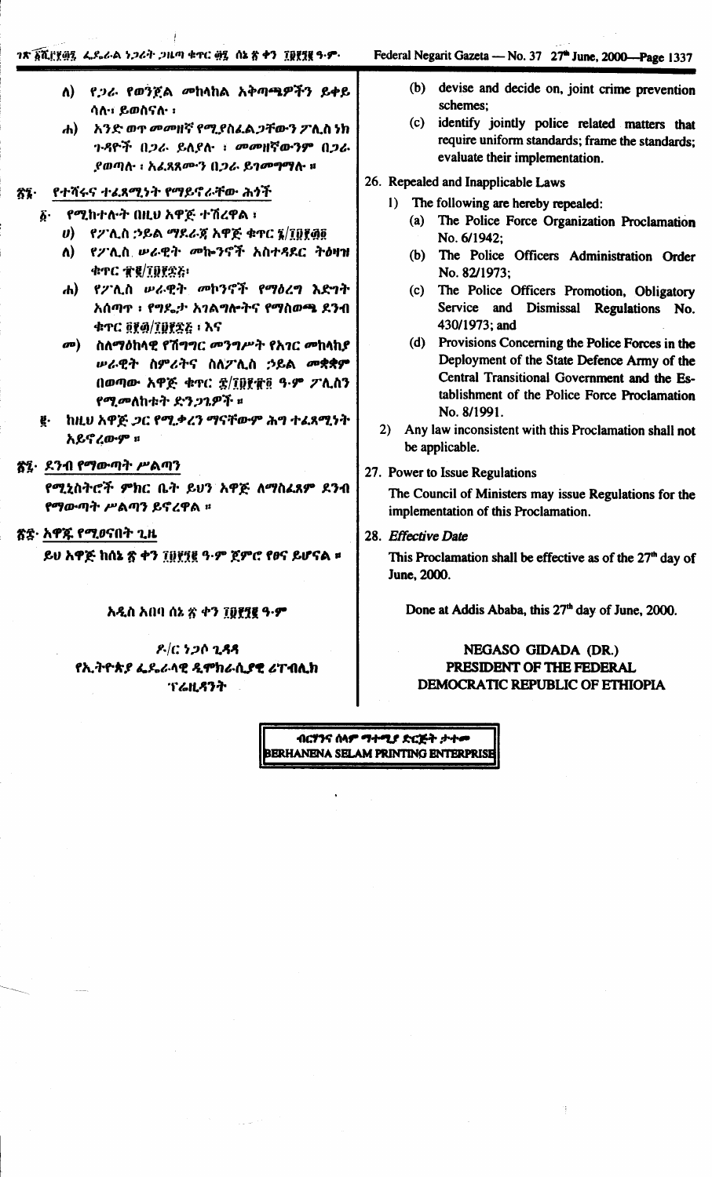ለ) የጋራ የወንጀል መከላከል አቅጣጫዎችን ይቀይሳሉ፣ ይወስናሉ ፡

ሐ) አንድ ወጥ መመዘኛ የሚያስፈልጋቸውን ፖሊስ ነክ ጉዳዮች በጋራ ይለያሉ ፡ መመዘኛውንም በጋራ ያወጣሉ ፡ አፈጻጸሙን በጋራ ይገመግማሉ ።

፳፮· የተሻሩና ተፈጻሚነት የማይኖራቸው ሕጎች

፩· የሚከተሉት በዚህ አዋጅ ተሽረዋል ፡

ሀ) የፖሊስ ኃይል ማደራጃ አዋጅ ቁጥር ፮/፲፱፻፴፬

ለ) የፖሊስ ሠራዊት መኰንኖች አስተዳደር ትዕዛዝ ቁጥር ፹፪/፲፱፻፷፭፣

ሐ) የፖሊስ ሠራዊት መኮንኖች የማዕረግ እድገት አሰጣጥ ፡ የግዴታ አገልግሎትና የማስወጫ ደንብ ቁጥር ፬፻፴/፲፱፻፷፭ ፡ እና

መ) ስለማዕከላዊ የሽግግር መንግሥት የአገር መከላከያ ሠራዊት ስምሪትና ስለፖሊስ ኃይል መቋቋም በወጣው አዋጅ ቁጥር ፰/፲፱፻፹፫ ዓ·ም ፖሊስን የሚመለከቱት ድንጋጌዎች ።

፪· ከዚህ አዋጅ ጋር የሚቃረን ማናቸውም ሕግ ተፈጻሚነት አይኖረውም ።

፳፯· ደንብ የማውጣት ሥልጣን

የሚኒስትሮች ምክር ቤት ይህን አዋጅ ለማስፈጸም ደንብ የማውጣት ሥልጣን ይኖረዋል ።

፳፰· አዋጁ የሚፀናበት ጊዜ

ይህ አዋጅ ከሰኔ ፳ ቀን ፲፱፻፺፪ ዓ·ም ጀምሮ የፀና ይሆናል ።

አዲስ አበባ ሰኔ ፳ ቀን ፲፱፻፺፪ ዓ·ም

ዶ/ር ነጋሶ ጊዳዳ
የኢትዮጵያ ፌዴራላዊ ዲሞክራሲያዊ ሪፐብሊክ
ፕሬዚዳንት

(b) devise and decide on, joint crime prevention schemes;

(c) identify jointly police related matters that require uniform standards; frame the standards; evaluate their implementation.

26. Repealed and Inapplicable Laws

1) The following are hereby repealed:

(a) The Police Force Organization Proclamation No. 6/1942;

(b) The Police Officers Administration Order No. 82/1973;

(c) The Police Officers Promotion, Obligatory Service and Dismissal Regulations No. 430/1973; and

(d) Provisions Concerning the Police Forces in the Deployment of the State Defence Army of the Central Transitional Government and the Establishment of the Police Force Proclamation No. 8/1991.

2) Any law inconsistent with this Proclamation shall not be applicable.

27. Power to Issue Regulations

The Council of Ministers may issue Regulations for the implementation of this Proclamation.

28. *Effective Date*

This Proclamation shall be effective as of the 27th day of June, 2000.

Done at Addis Ababa, this 27th day of June, 2000.

**NEGASO GIDADA (DR.)**
**PRESIDENT OF THE FEDERAL DEMOCRATIC REPUBLIC OF ETHIOPIA**

ብርሃንና ሰላም ማተሚያ ድርጅት ታተመ
BERHANENA SELAM PRINTING ENTERPRISE